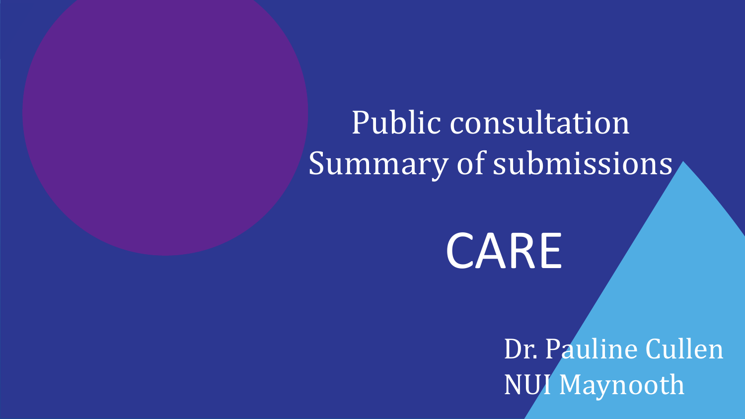# Public consultation
# Summary of submissions

# CARE

Dr. Pauline Cullen
NUI Maynooth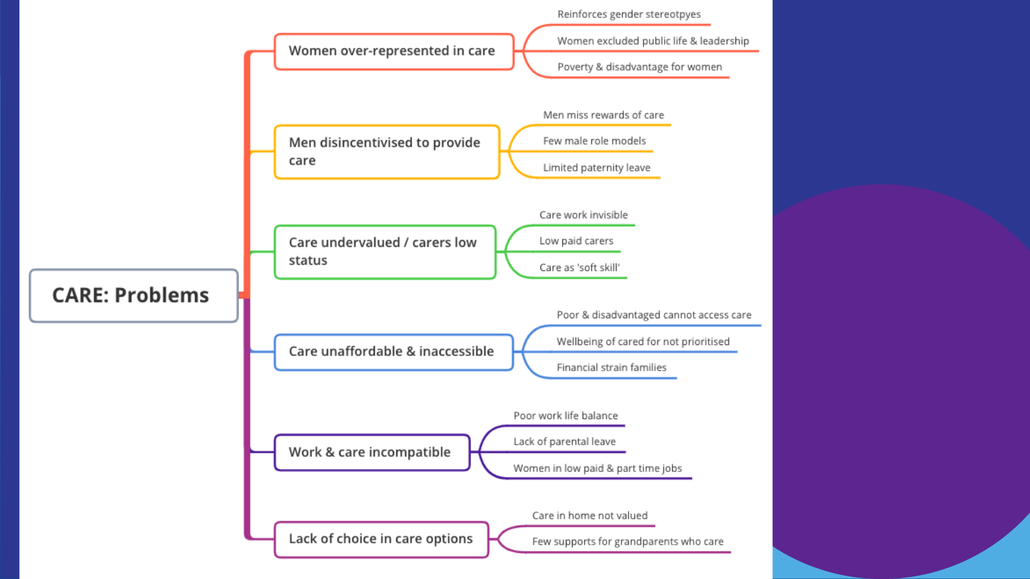# CARE: Problems

- **Women over-represented in care**
  - Reinforces gender stereotpyes
  - Women excluded public life & leadership
  - Poverty & disadvantage for women
- **Men disincentivised to provide care**
  - Men miss rewards of care
  - Few male role models
  - Limited paternity leave
- **Care undervalued / carers low status**
  - Care work invisible
  - Low paid carers
  - Care as 'soft skill'
- **Care unaffordable & inaccessible**
  - Poor & disadvantaged cannot access care
  - Wellbeing of cared for not prioritised
  - Financial strain families
- **Work & care incompatible**
  - Poor work life balance
  - Lack of parental leave
  - Women in low paid & part time jobs
- **Lack of choice in care options**
  - Care in home not valued
  - Few supports for grandparents who care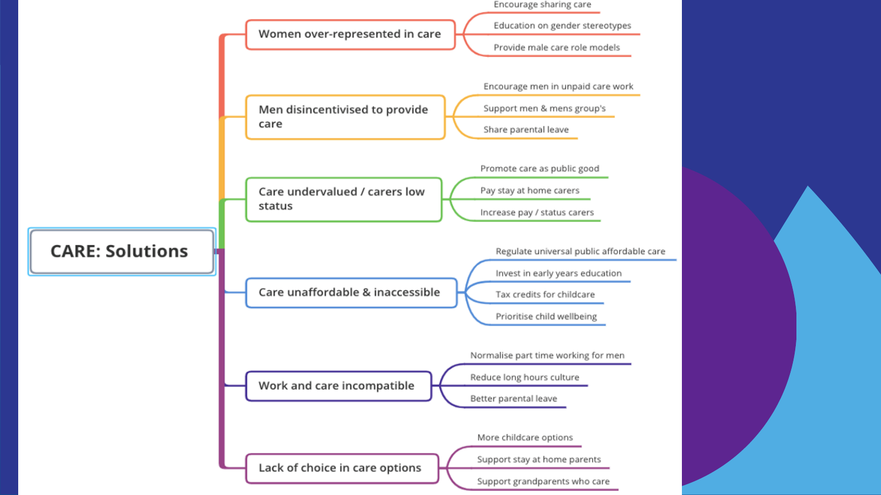# CARE: Solutions

- **Women over-represented in care**
  - Encourage sharing care
  - Education on gender stereotypes
  - Provide male care role models
- **Men disincentivised to provide care**
  - Encourage men in unpaid care work
  - Support men & mens group's
  - Share parental leave
- **Care undervalued / carers low status**
  - Promote care as public good
  - Pay stay at home carers
  - Increase pay / status carers
- **Care unaffordable & inaccessible**
  - Regulate universal public affordable care
  - Invest in early years education
  - Tax credits for childcare
  - Prioritise child wellbeing
- **Work and care incompatible**
  - Normalise part time working for men
  - Reduce long hours culture
  - Better parental leave
- **Lack of choice in care options**
  - More childcare options
  - Support stay at home parents
  - Support grandparents who care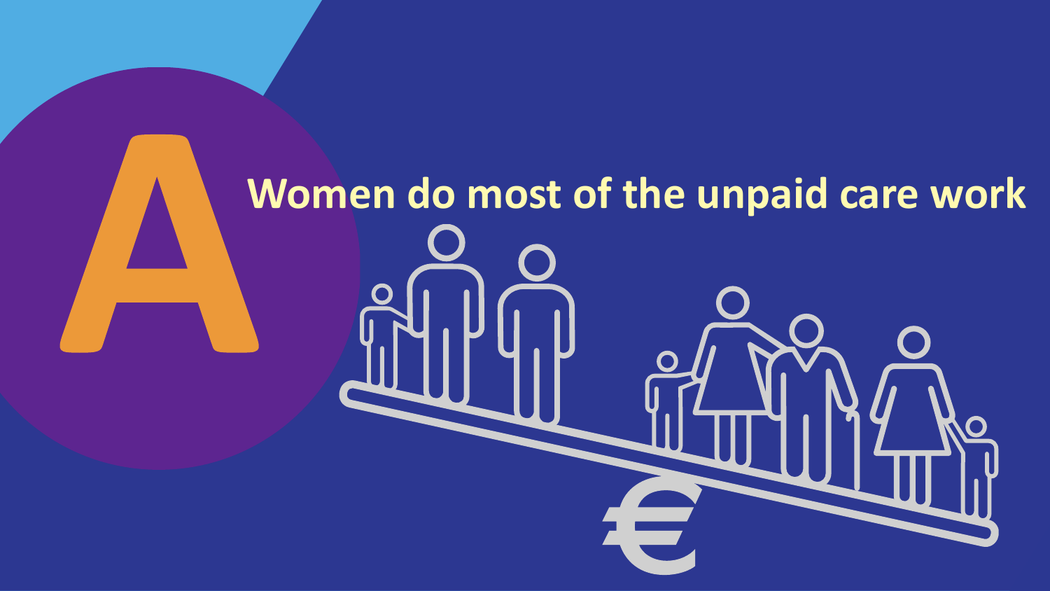# A

## Women do most of the unpaid care work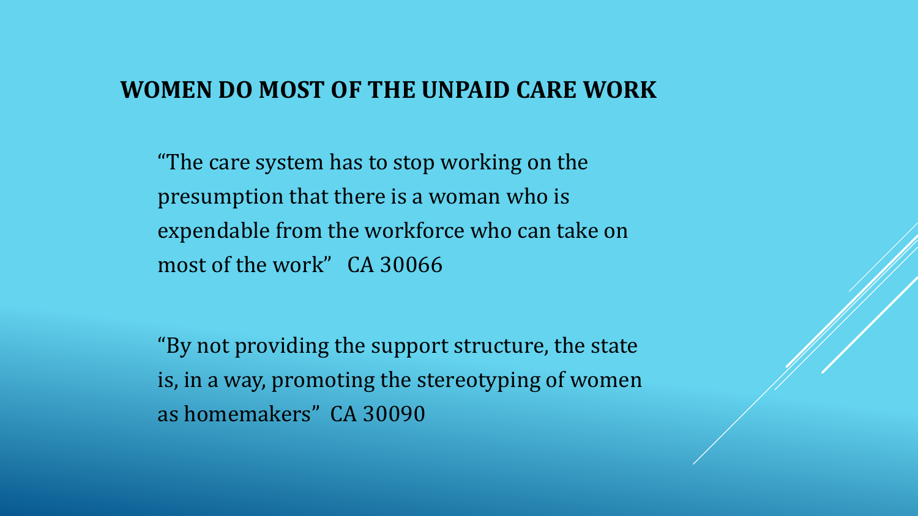## WOMEN DO MOST OF THE UNPAID CARE WORK

"The care system has to stop working on the presumption that there is a woman who is expendable from the workforce who can take on most of the work" CA 30066

"By not providing the support structure, the state is, in a way, promoting the stereotyping of women as homemakers" CA 30090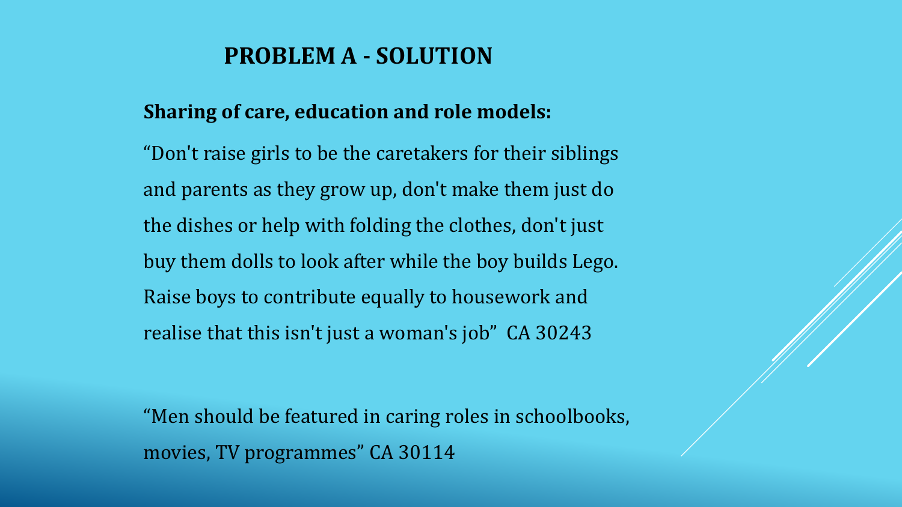## PROBLEM A - SOLUTION

**Sharing of care, education and role models:**

“Don't raise girls to be the caretakers for their siblings and parents as they grow up, don't make them just do the dishes or help with folding the clothes, don't just buy them dolls to look after while the boy builds Lego. Raise boys to contribute equally to housework and realise that this isn't just a woman's job” CA 30243

“Men should be featured in caring roles in schoolbooks, movies, TV programmes” CA 30114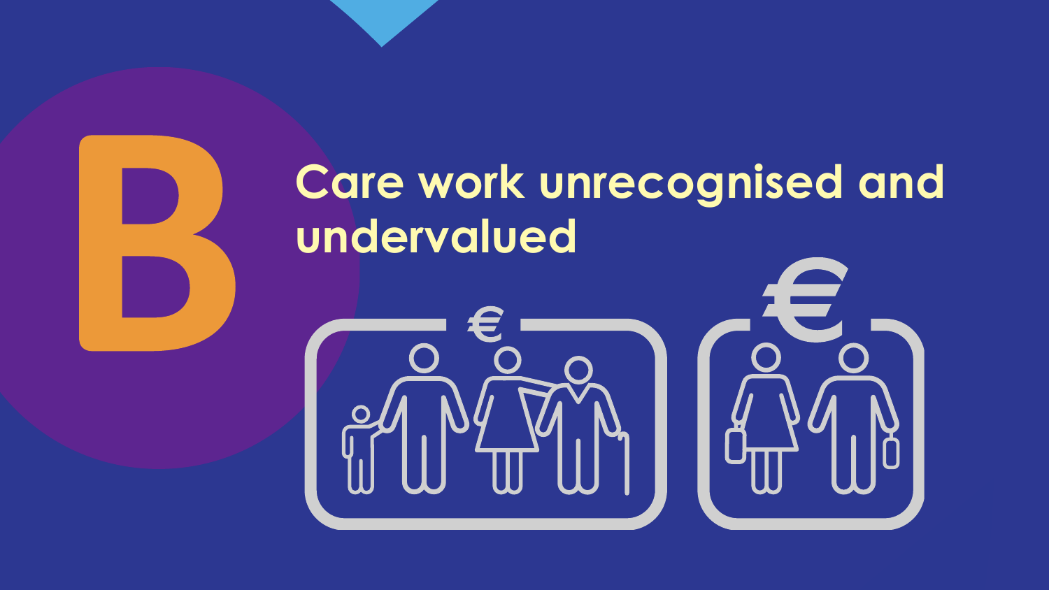# B

## Care work unrecognised and undervalued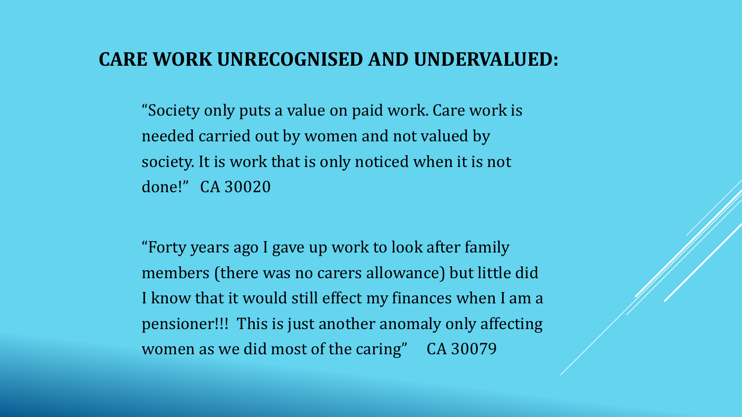## CARE WORK UNRECOGNISED AND UNDERVALUED:

"Society only puts a value on paid work. Care work is needed carried out by women and not valued by society. It is work that is only noticed when it is not done!" CA 30020

"Forty years ago I gave up work to look after family members (there was no carers allowance) but little did I know that it would still effect my finances when I am a pensioner!!! This is just another anomaly only affecting women as we did most of the caring" CA 30079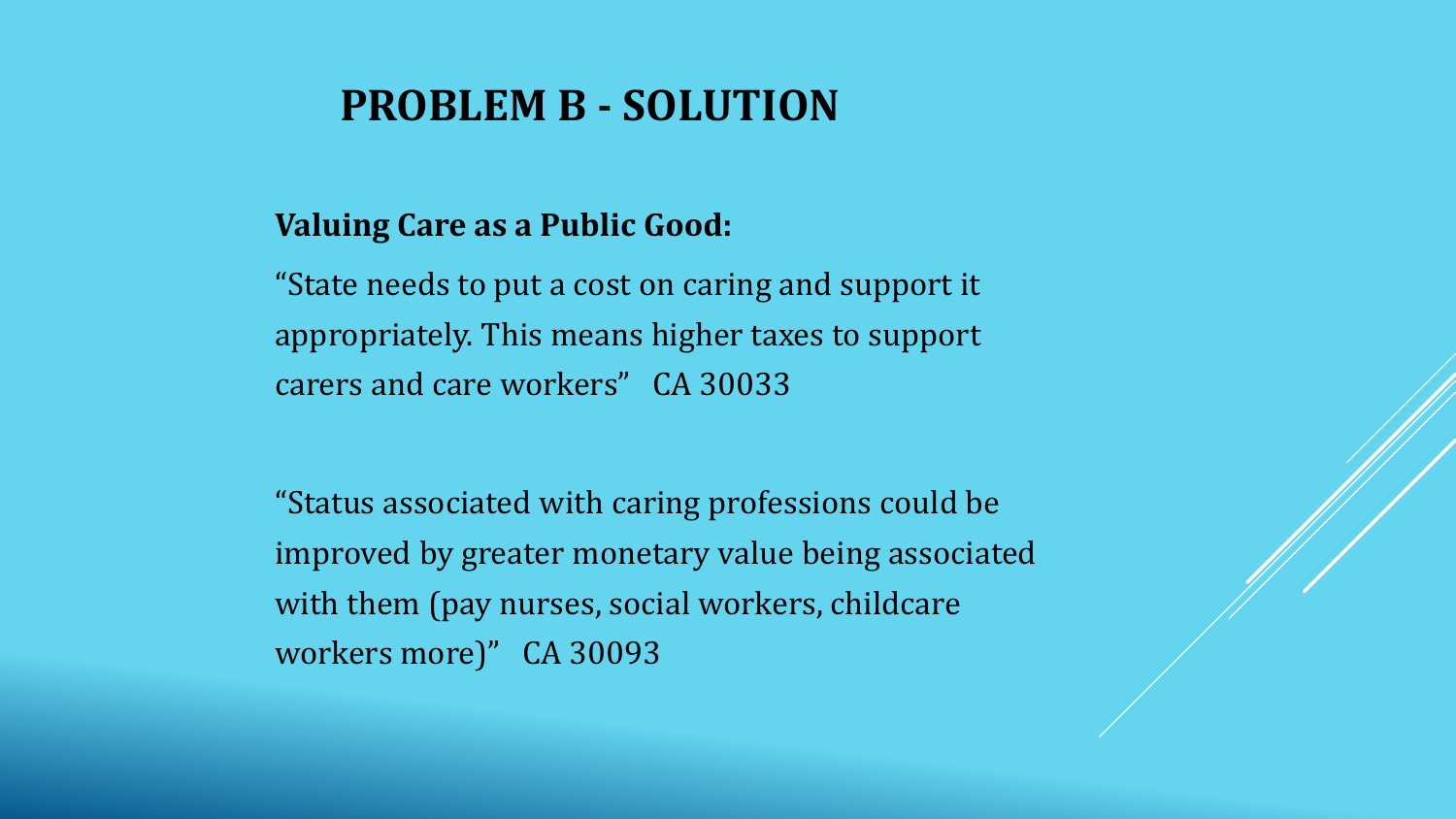# PROBLEM B - SOLUTION

**Valuing Care as a Public Good:**

"State needs to put a cost on caring and support it appropriately. This means higher taxes to support carers and care workers" CA 30033

"Status associated with caring professions could be improved by greater monetary value being associated with them (pay nurses, social workers, childcare workers more)" CA 30093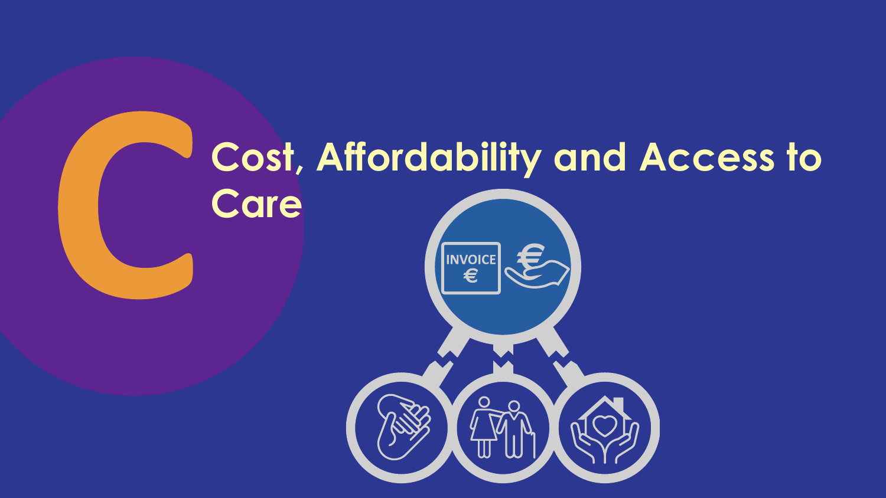# C Cost, Affordability and Access to Care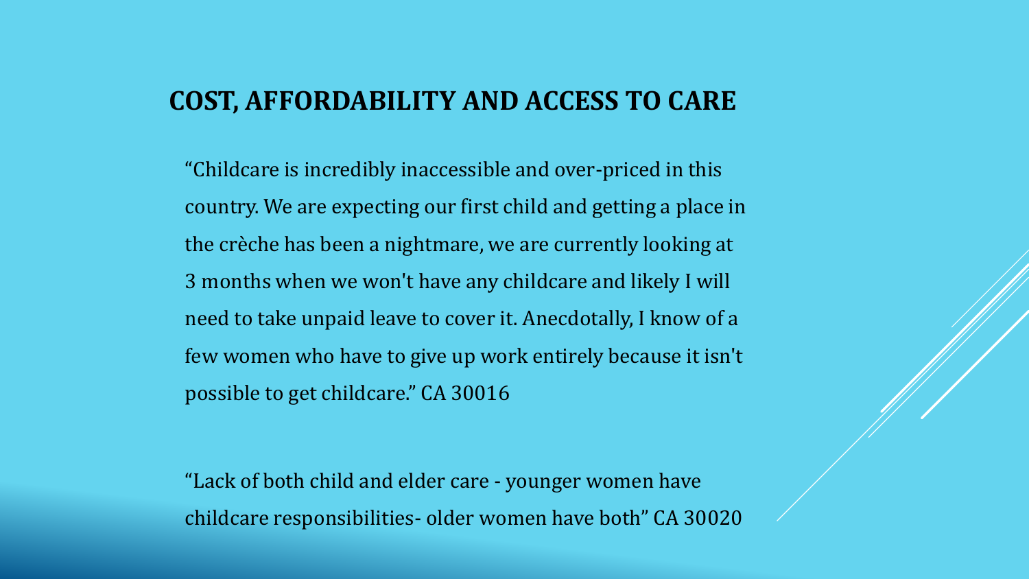## COST, AFFORDABILITY AND ACCESS TO CARE

"Childcare is incredibly inaccessible and over-priced in this country. We are expecting our first child and getting a place in the crèche has been a nightmare, we are currently looking at 3 months when we won't have any childcare and likely I will need to take unpaid leave to cover it. Anecdotally, I know of a few women who have to give up work entirely because it isn't possible to get childcare." CA 30016

"Lack of both child and elder care - younger women have childcare responsibilities- older women have both" CA 30020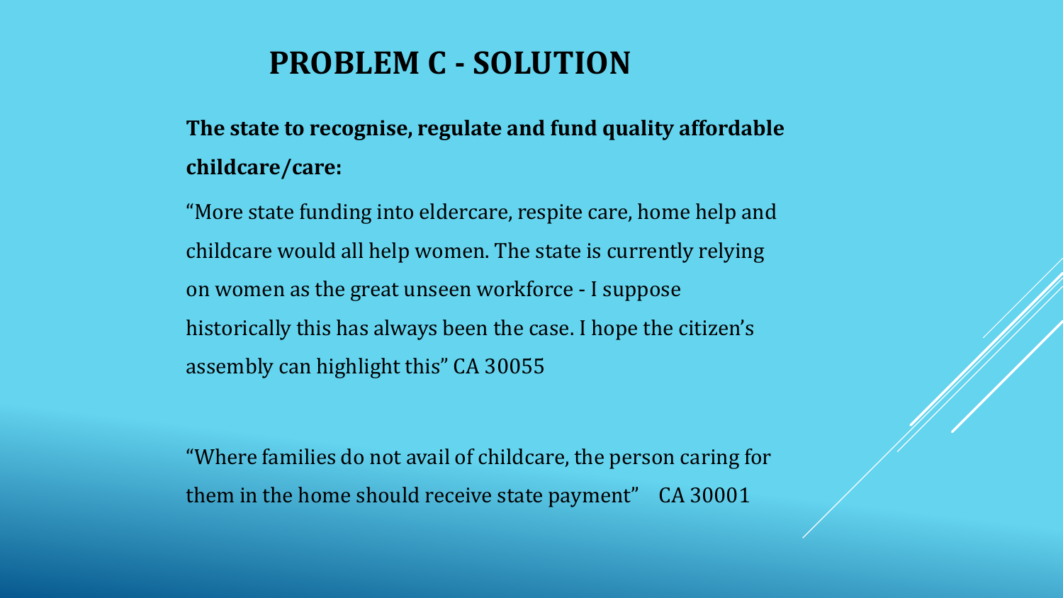# PROBLEM C - SOLUTION

**The state to recognise, regulate and fund quality affordable childcare/care:**

"More state funding into eldercare, respite care, home help and childcare would all help women. The state is currently relying on women as the great unseen workforce - I suppose historically this has always been the case. I hope the citizen's assembly can highlight this" CA 30055

"Where families do not avail of childcare, the person caring for them in the home should receive state payment" CA 30001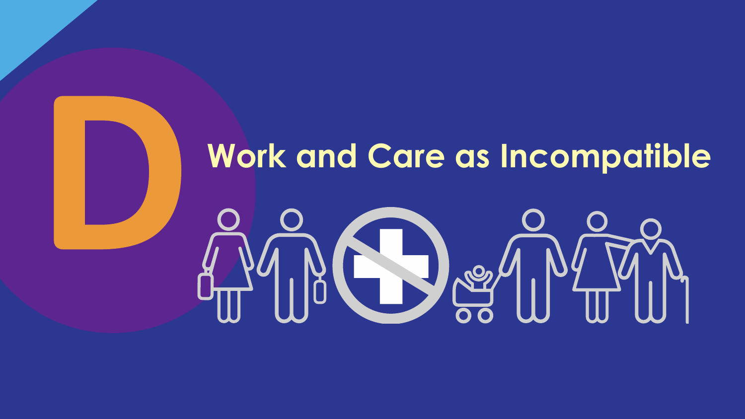# D

## Work and Care as Incompatible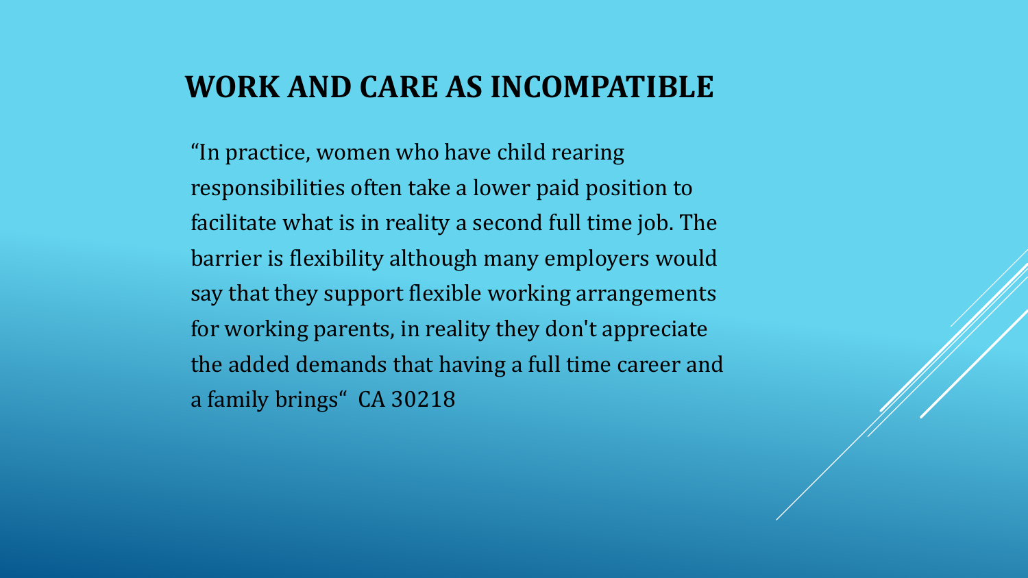# WORK AND CARE AS INCOMPATIBLE

"In practice, women who have child rearing responsibilities often take a lower paid position to facilitate what is in reality a second full time job. The barrier is flexibility although many employers would say that they support flexible working arrangements for working parents, in reality they don't appreciate the added demands that having a full time career and a family brings" CA 30218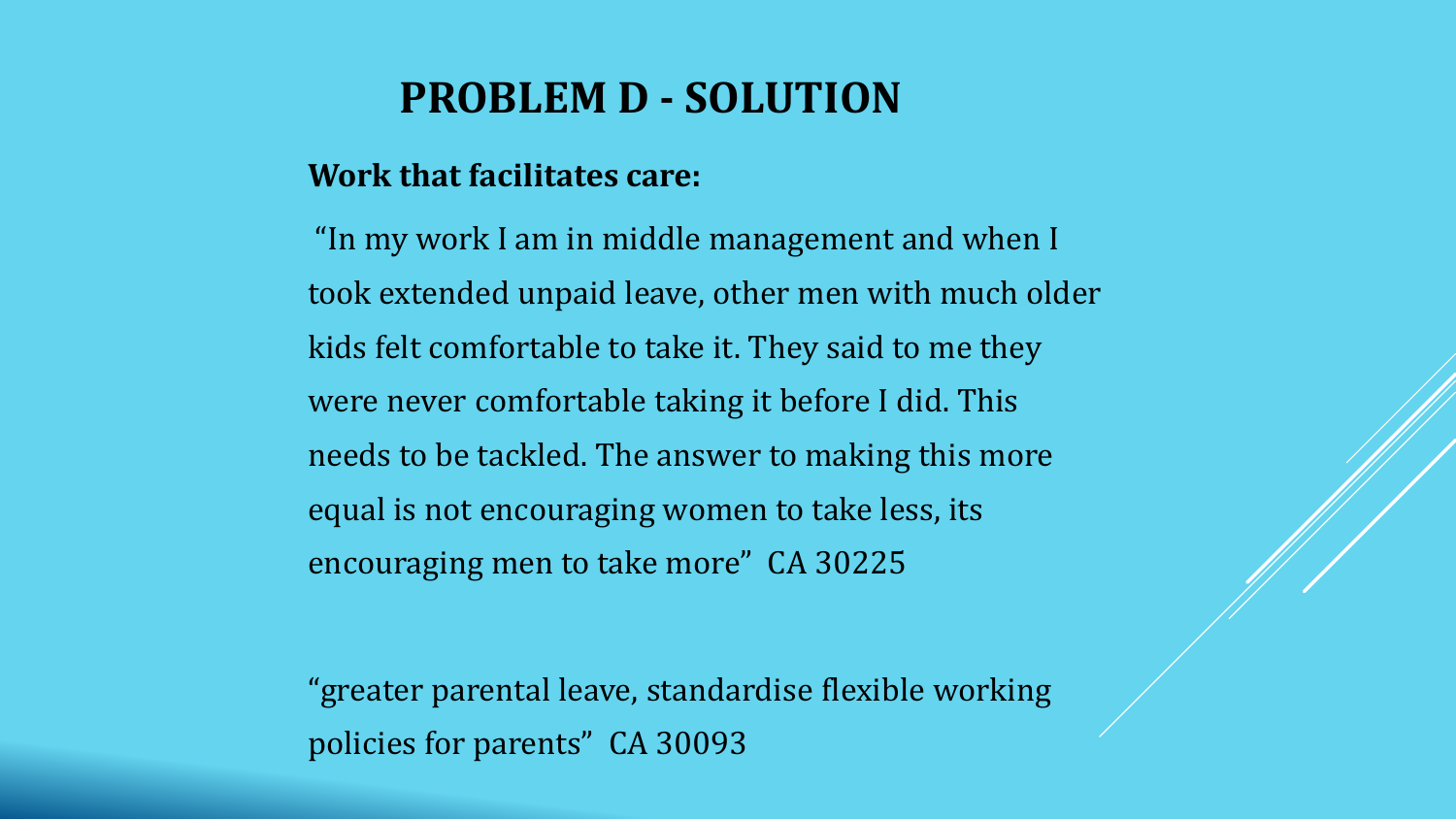# PROBLEM D - SOLUTION

**Work that facilitates care:**

"In my work I am in middle management and when I took extended unpaid leave, other men with much older kids felt comfortable to take it. They said to me they were never comfortable taking it before I did. This needs to be tackled. The answer to making this more equal is not encouraging women to take less, its encouraging men to take more" CA 30225

"greater parental leave, standardise flexible working policies for parents" CA 30093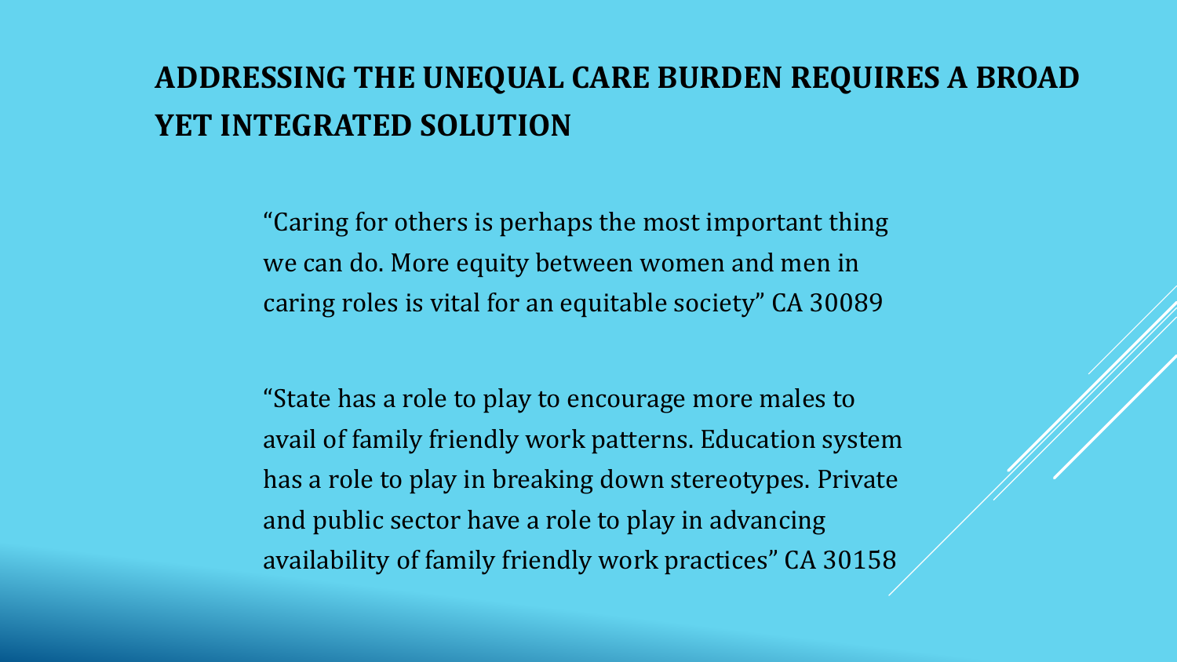# ADDRESSING THE UNEQUAL CARE BURDEN REQUIRES A BROAD YET INTEGRATED SOLUTION

"Caring for others is perhaps the most important thing we can do. More equity between women and men in caring roles is vital for an equitable society" CA 30089

"State has a role to play to encourage more males to avail of family friendly work patterns. Education system has a role to play in breaking down stereotypes. Private and public sector have a role to play in advancing availability of family friendly work practices" CA 30158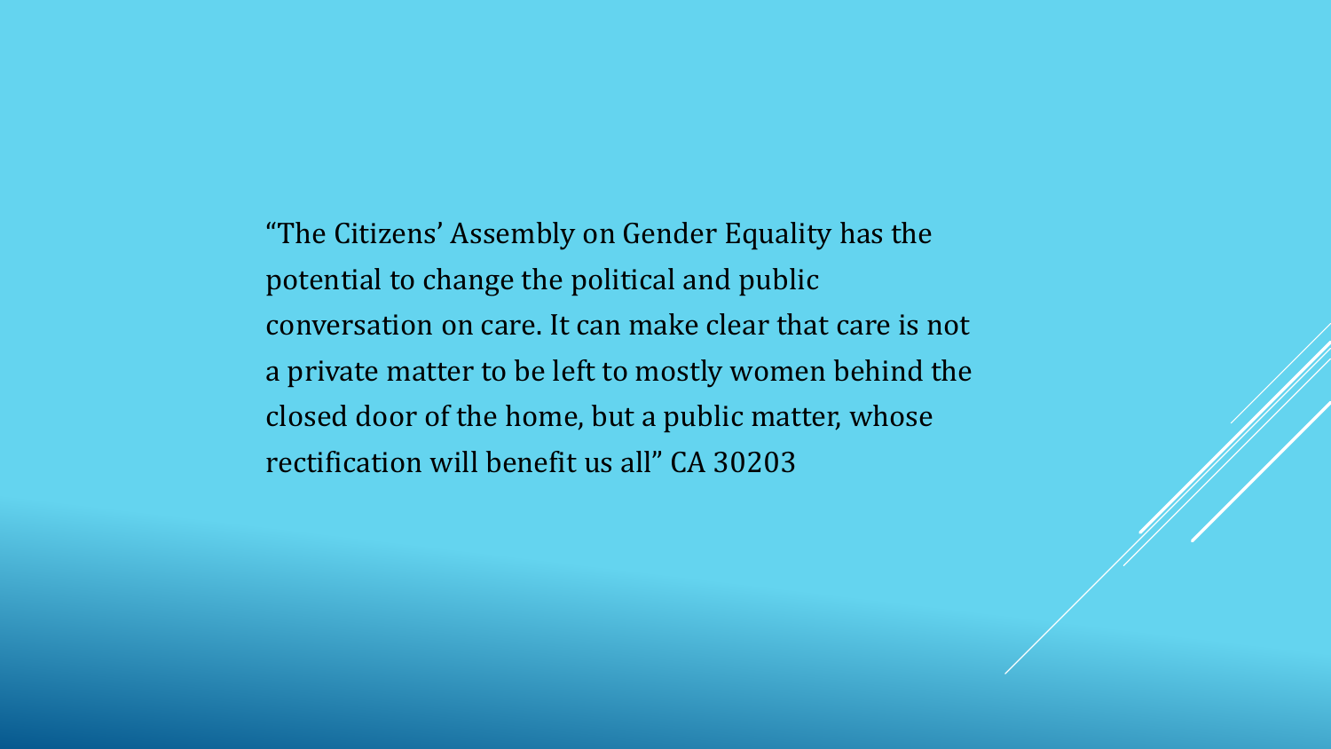"The Citizens' Assembly on Gender Equality has the potential to change the political and public conversation on care. It can make clear that care is not a private matter to be left to mostly women behind the closed door of the home, but a public matter, whose rectification will benefit us all" CA 30203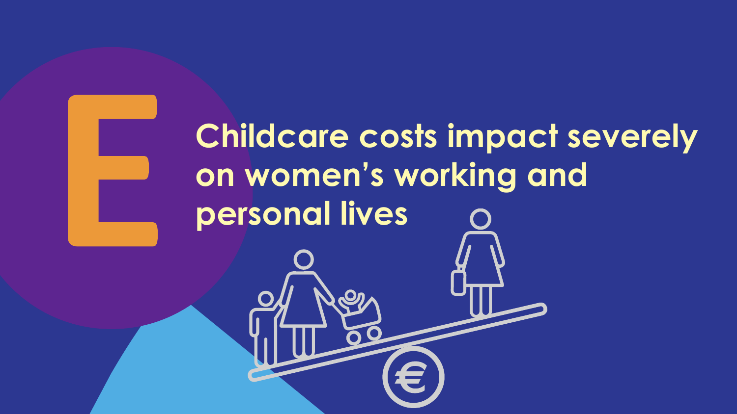# E

## Childcare costs impact severely on women's working and personal lives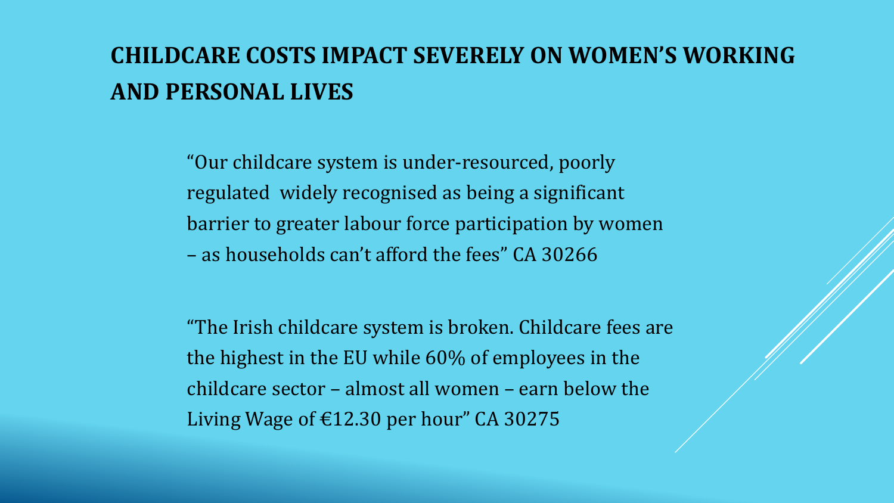## CHILDCARE COSTS IMPACT SEVERELY ON WOMEN'S WORKING AND PERSONAL LIVES

"Our childcare system is under-resourced, poorly regulated widely recognised as being a significant barrier to greater labour force participation by women – as households can't afford the fees" CA 30266

"The Irish childcare system is broken. Childcare fees are the highest in the EU while 60% of employees in the childcare sector – almost all women – earn below the Living Wage of €12.30 per hour" CA 30275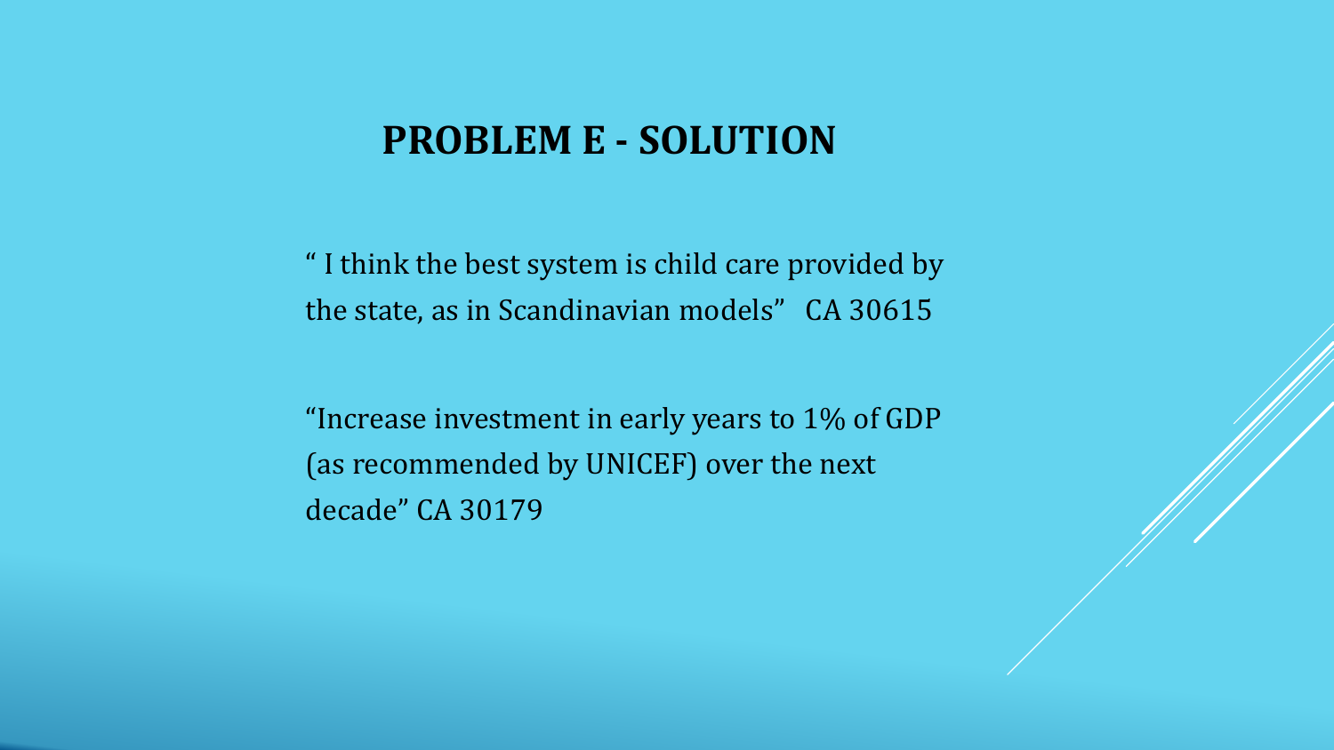# PROBLEM E - SOLUTION

“ I think the best system is child care provided by the state, as in Scandinavian models” CA 30615

“Increase investment in early years to 1% of GDP (as recommended by UNICEF) over the next decade” CA 30179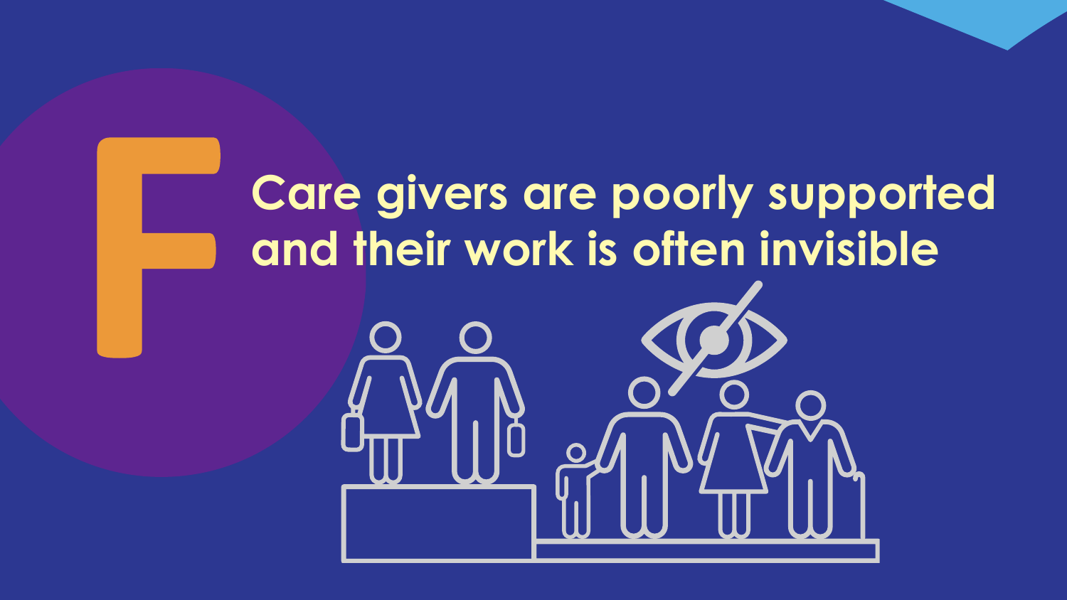# F

## Care givers are poorly supported and their work is often invisible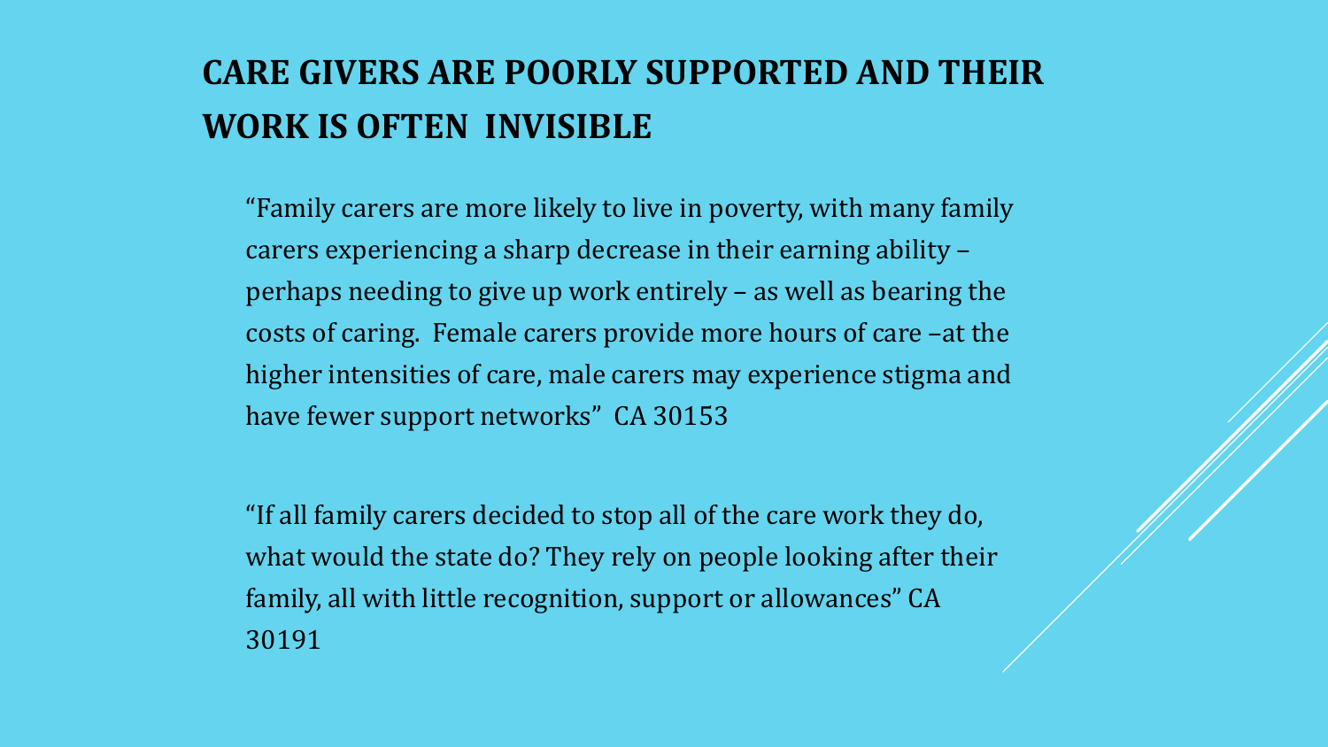## CARE GIVERS ARE POORLY SUPPORTED AND THEIR WORK IS OFTEN INVISIBLE

"Family carers are more likely to live in poverty, with many family carers experiencing a sharp decrease in their earning ability – perhaps needing to give up work entirely – as well as bearing the costs of caring. Female carers provide more hours of care –at the higher intensities of care, male carers may experience stigma and have fewer support networks" CA 30153

"If all family carers decided to stop all of the care work they do, what would the state do? They rely on people looking after their family, all with little recognition, support or allowances" CA 30191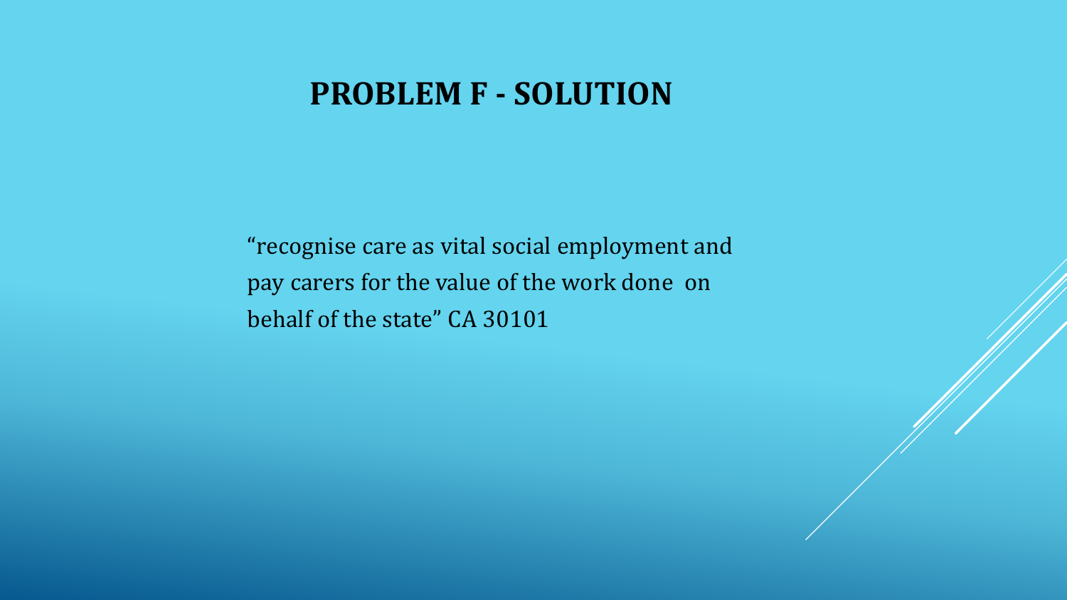# PROBLEM F - SOLUTION

"recognise care as vital social employment and pay carers for the value of the work done on behalf of the state" CA 30101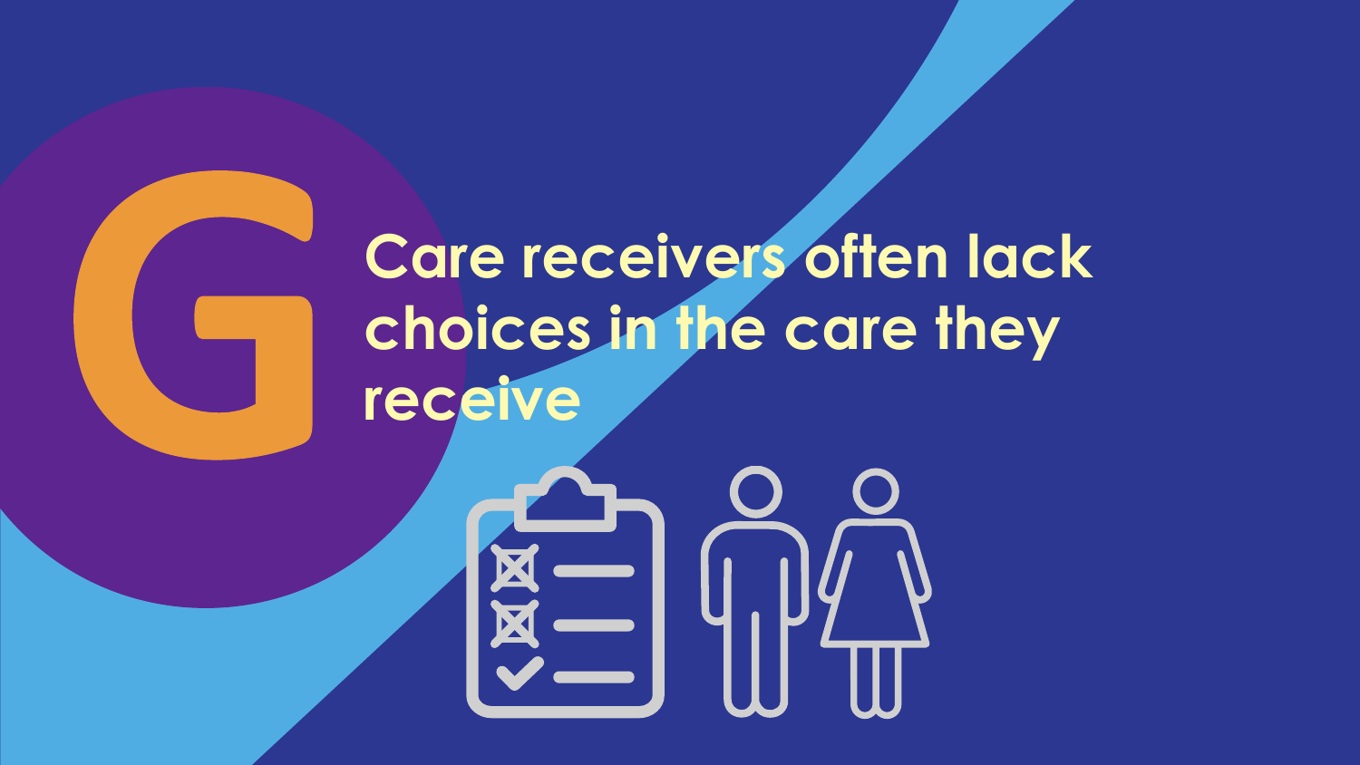# G

## Care receivers often lack choices in the care they receive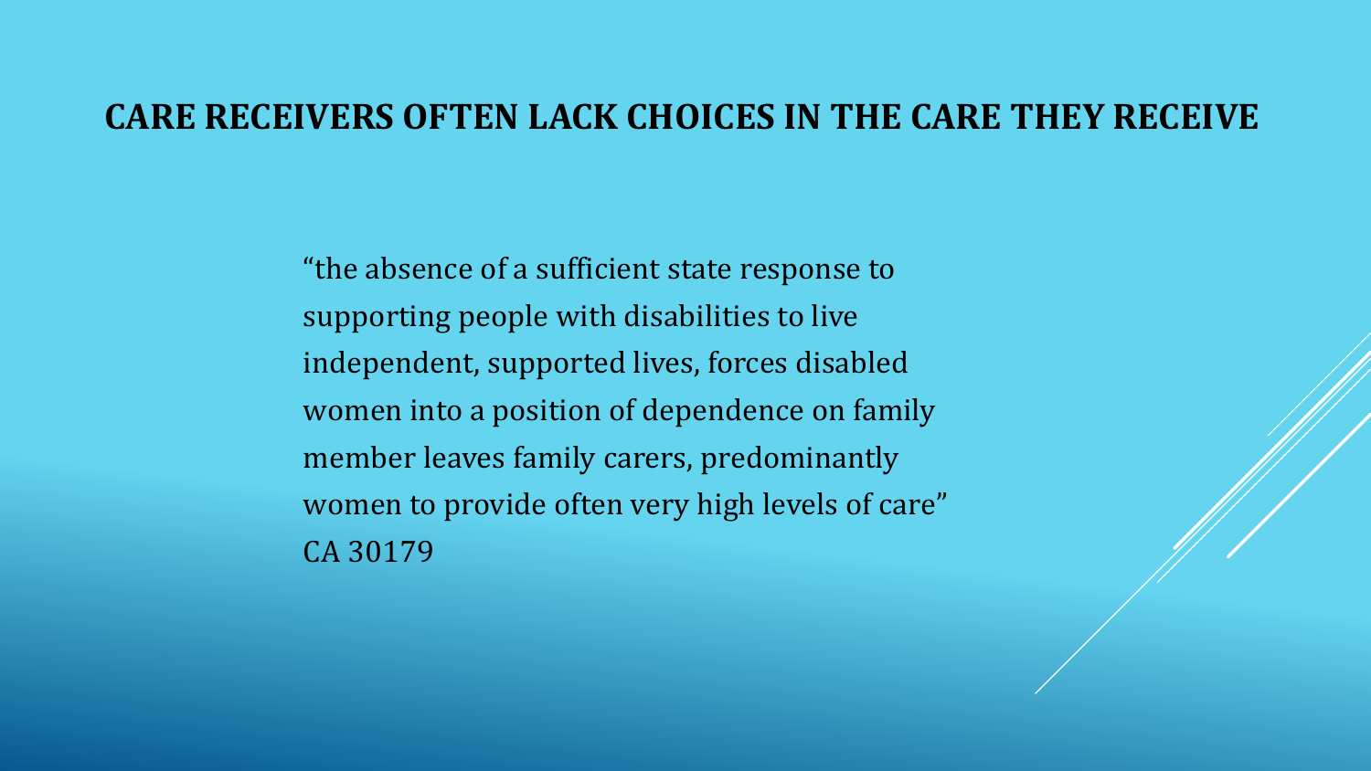# CARE RECEIVERS OFTEN LACK CHOICES IN THE CARE THEY RECEIVE

"the absence of a sufficient state response to supporting people with disabilities to live independent, supported lives, forces disabled women into a position of dependence on family member leaves family carers, predominantly women to provide often very high levels of care"
CA 30179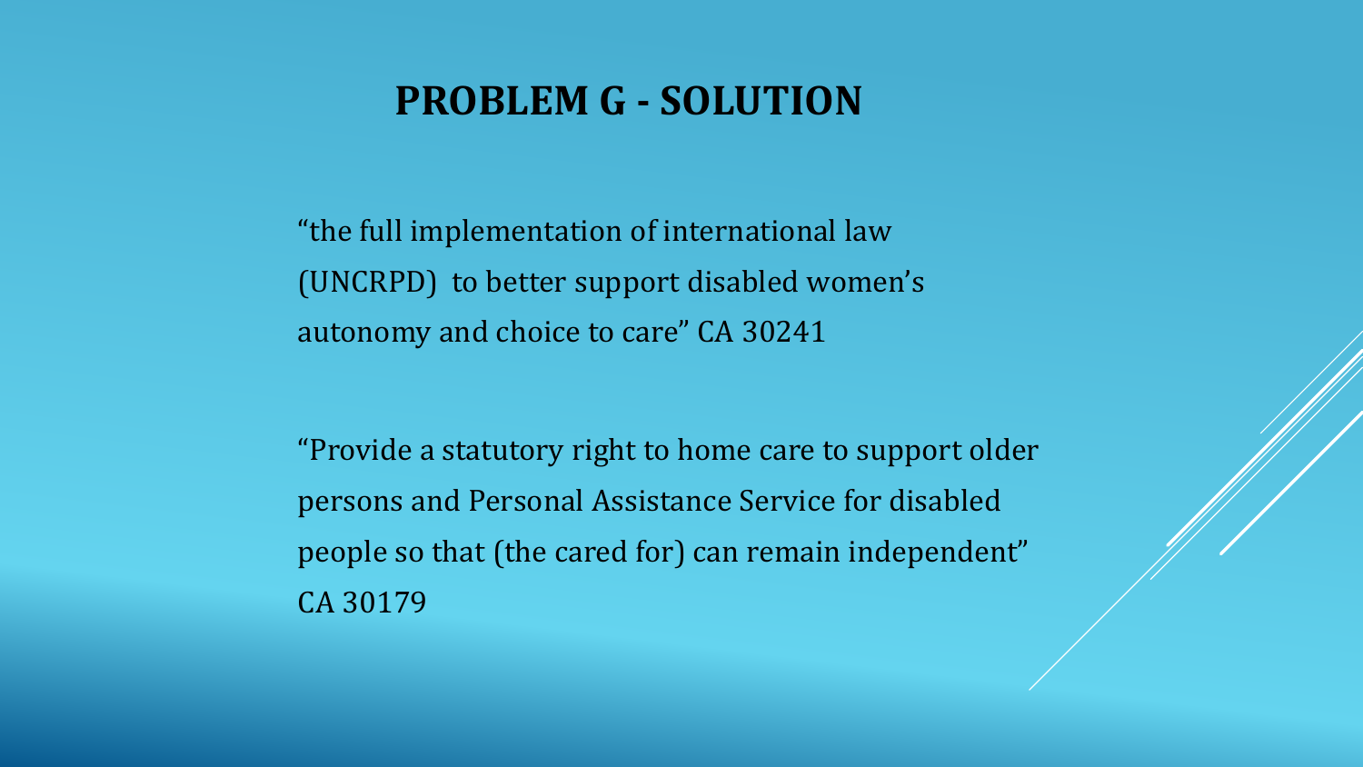# PROBLEM G - SOLUTION

“the full implementation of international law (UNCRPD) to better support disabled women’s autonomy and choice to care” CA 30241

“Provide a statutory right to home care to support older persons and Personal Assistance Service for disabled people so that (the cared for) can remain independent” CA 30179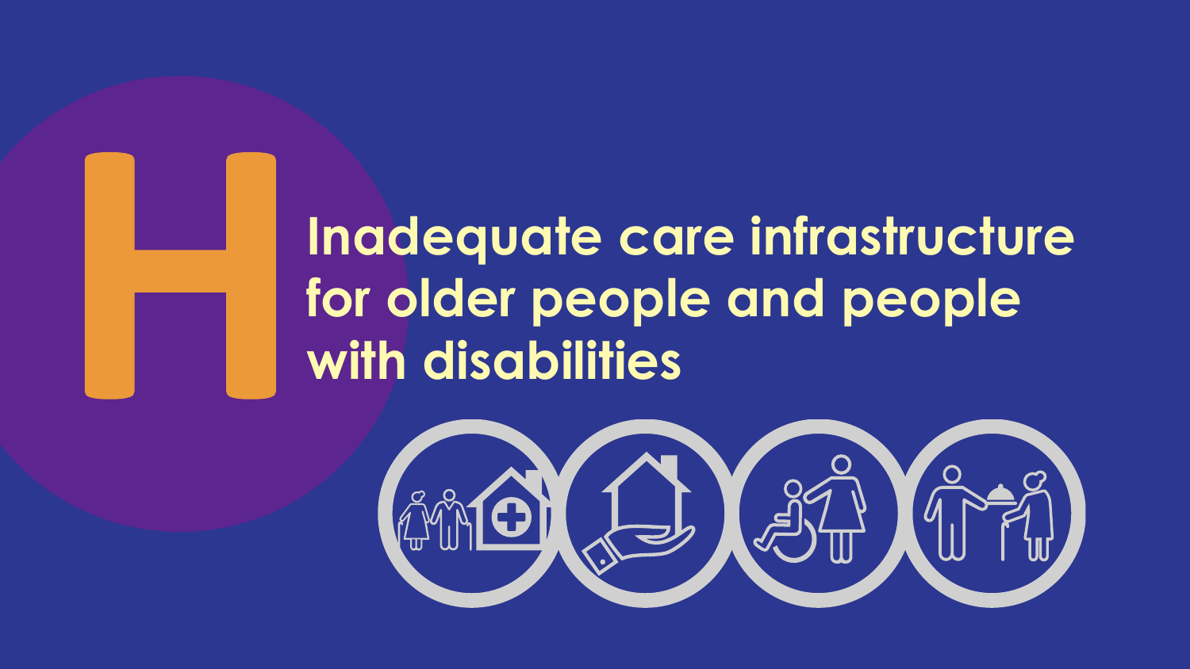# H

## Inadequate care infrastructure for older people and people with disabilities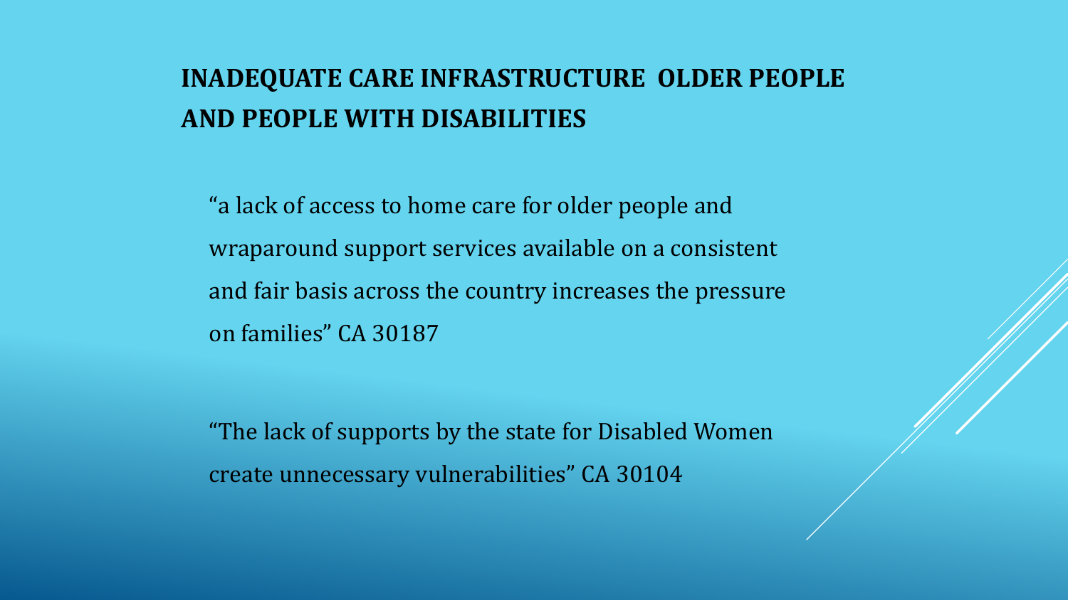# INADEQUATE CARE INFRASTRUCTURE OLDER PEOPLE AND PEOPLE WITH DISABILITIES

"a lack of access to home care for older people and wraparound support services available on a consistent and fair basis across the country increases the pressure on families" CA 30187

"The lack of supports by the state for Disabled Women create unnecessary vulnerabilities" CA 30104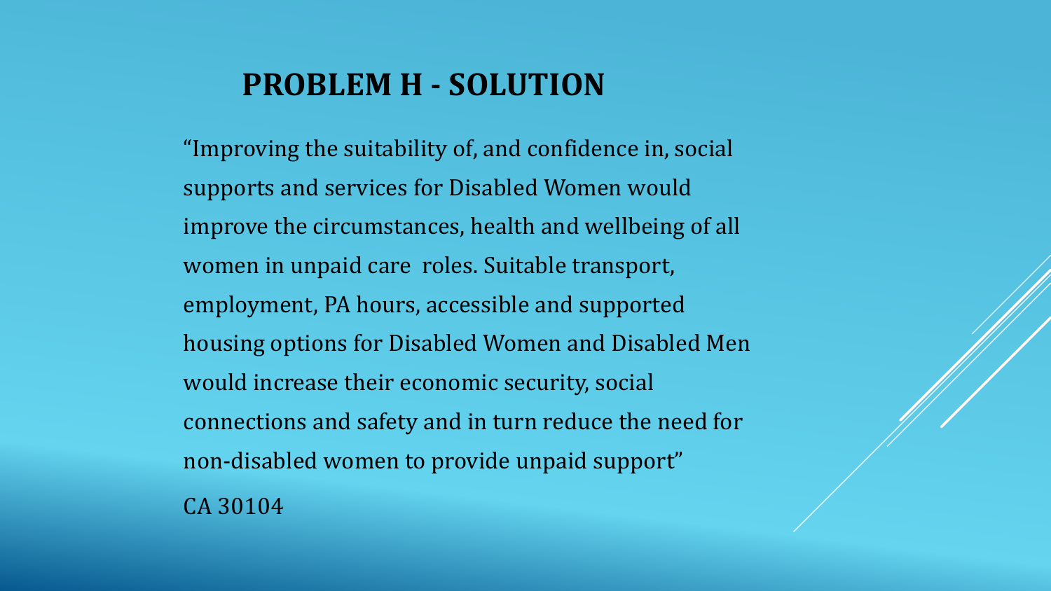## PROBLEM H - SOLUTION

"Improving the suitability of, and confidence in, social supports and services for Disabled Women would improve the circumstances, health and wellbeing of all women in unpaid care roles. Suitable transport, employment, PA hours, accessible and supported housing options for Disabled Women and Disabled Men would increase their economic security, social connections and safety and in turn reduce the need for non-disabled women to provide unpaid support"

CA 30104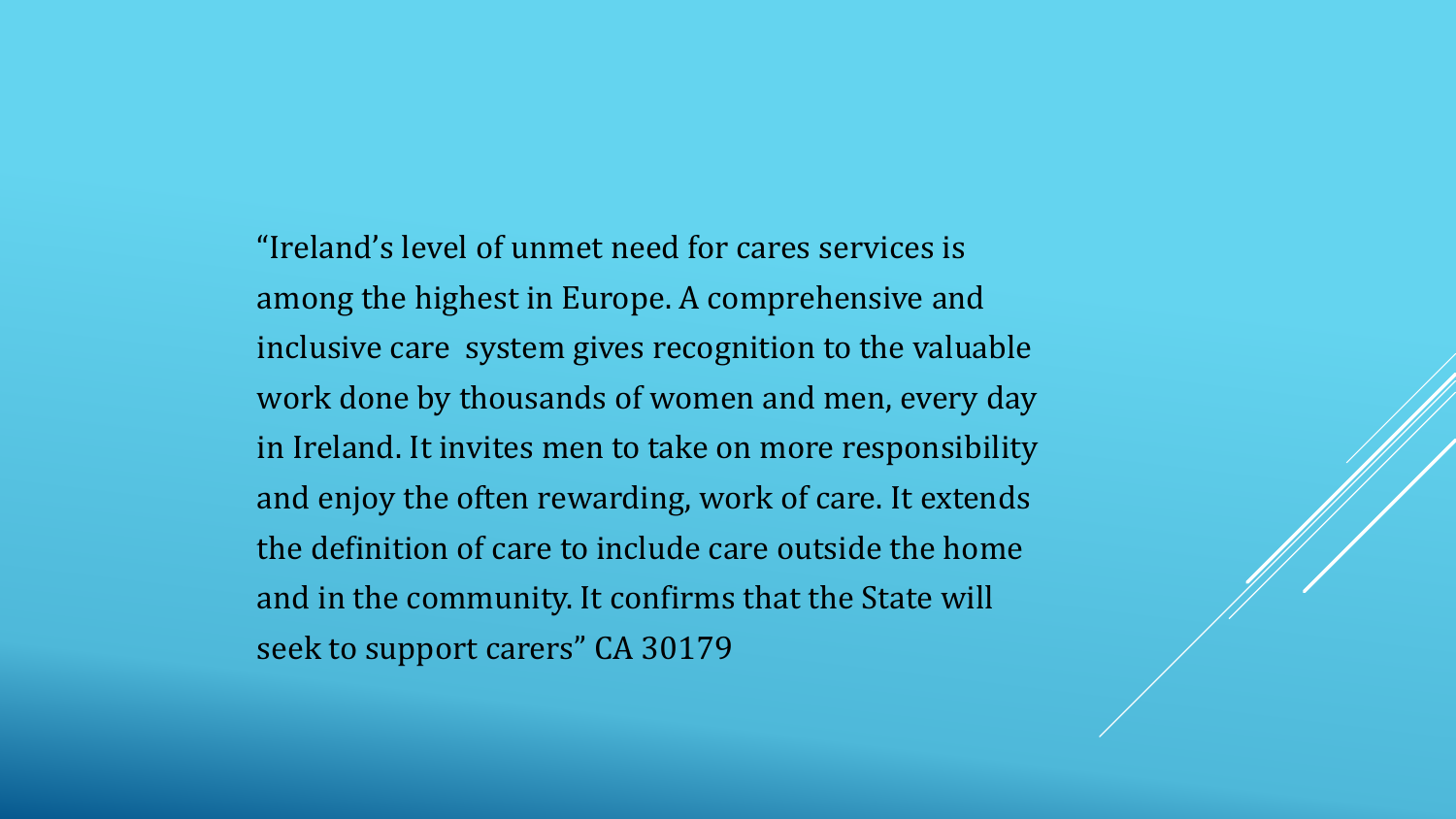"Ireland's level of unmet need for cares services is among the highest in Europe. A comprehensive and inclusive care  system gives recognition to the valuable work done by thousands of women and men, every day in Ireland. It invites men to take on more responsibility and enjoy the often rewarding, work of care. It extends the definition of care to include care outside the home and in the community. It confirms that the State will seek to support carers" CA 30179